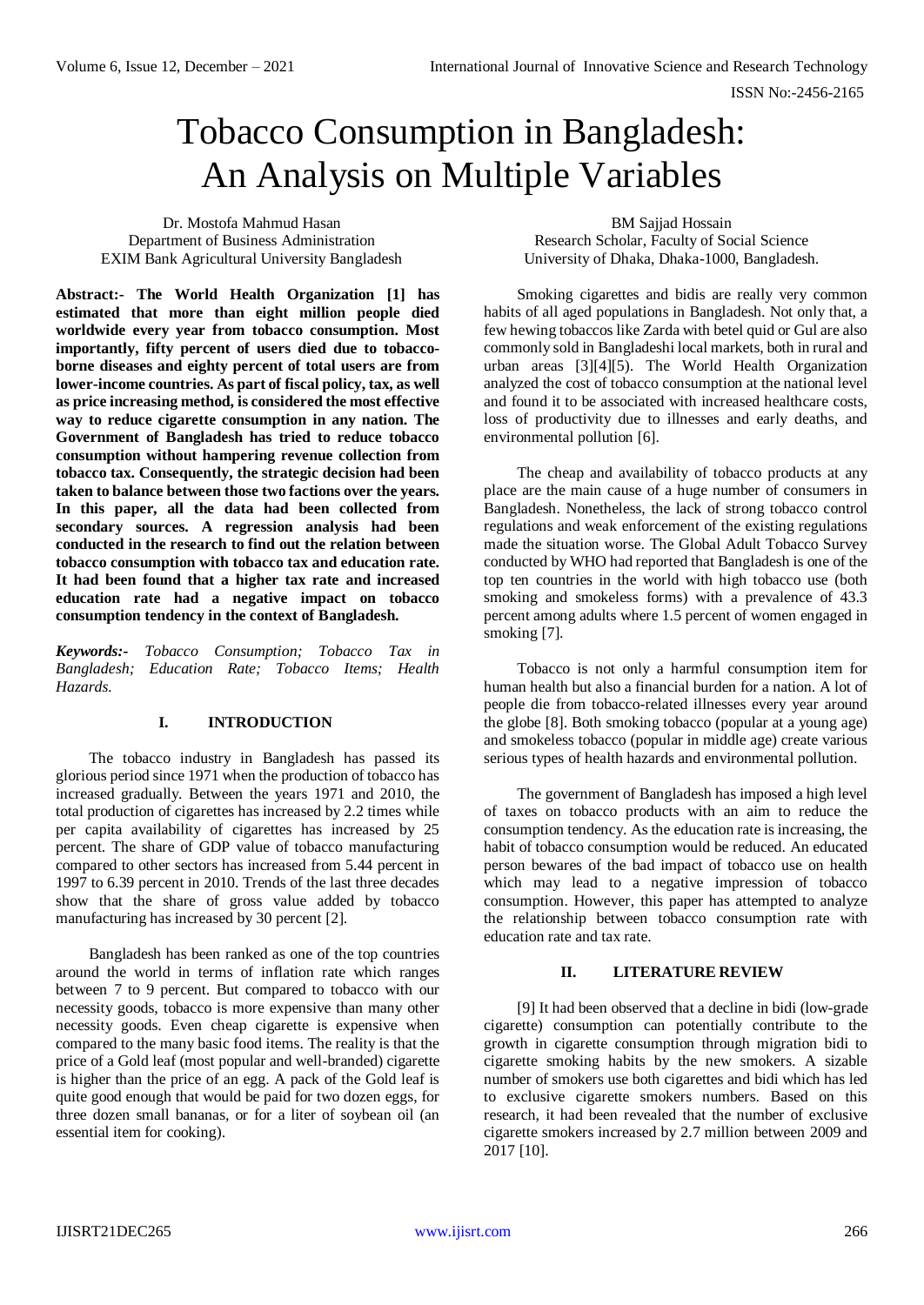# Tobacco Consumption in Bangladesh: An Analysis on Multiple Variables

Dr. Mostofa Mahmud Hasan
Department of Business Administration
EXIM Bank Agricultural University Bangladesh

BM Sajjad Hossain
Research Scholar, Faculty of Social Science
University of Dhaka, Dhaka-1000, Bangladesh.

**Abstract:- The World Health Organization [1] has estimated that more than eight million people died worldwide every year from tobacco consumption. Most importantly, fifty percent of users died due to tobacco-borne diseases and eighty percent of total users are from lower-income countries. As part of fiscal policy, tax, as well as price increasing method, is considered the most effective way to reduce cigarette consumption in any nation. The Government of Bangladesh has tried to reduce tobacco consumption without hampering revenue collection from tobacco tax. Consequently, the strategic decision had been taken to balance between those two factions over the years. In this paper, all the data had been collected from secondary sources. A regression analysis had been conducted in the research to find out the relation between tobacco consumption with tobacco tax and education rate. It had been found that a higher tax rate and increased education rate had a negative impact on tobacco consumption tendency in the context of Bangladesh.**

***Keywords:-*** *Tobacco Consumption; Tobacco Tax in Bangladesh; Education Rate; Tobacco Items; Health Hazards.*

## I. INTRODUCTION

The tobacco industry in Bangladesh has passed its glorious period since 1971 when the production of tobacco has increased gradually. Between the years 1971 and 2010, the total production of cigarettes has increased by 2.2 times while per capita availability of cigarettes has increased by 25 percent. The share of GDP value of tobacco manufacturing compared to other sectors has increased from 5.44 percent in 1997 to 6.39 percent in 2010. Trends of the last three decades show that the share of gross value added by tobacco manufacturing has increased by 30 percent [2].

Bangladesh has been ranked as one of the top countries around the world in terms of inflation rate which ranges between 7 to 9 percent. But compared to tobacco with our necessity goods, tobacco is more expensive than many other necessity goods. Even cheap cigarette is expensive when compared to the many basic food items. The reality is that the price of a Gold leaf (most popular and well-branded) cigarette is higher than the price of an egg. A pack of the Gold leaf is quite good enough that would be paid for two dozen eggs, for three dozen small bananas, or for a liter of soybean oil (an essential item for cooking).

Smoking cigarettes and bidis are really very common habits of all aged populations in Bangladesh. Not only that, a few hewing tobaccos like Zarda with betel quid or Gul are also commonly sold in Bangladeshi local markets, both in rural and urban areas [3][4][5]. The World Health Organization analyzed the cost of tobacco consumption at the national level and found it to be associated with increased healthcare costs, loss of productivity due to illnesses and early deaths, and environmental pollution [6].

The cheap and availability of tobacco products at any place are the main cause of a huge number of consumers in Bangladesh. Nonetheless, the lack of strong tobacco control regulations and weak enforcement of the existing regulations made the situation worse. The Global Adult Tobacco Survey conducted by WHO had reported that Bangladesh is one of the top ten countries in the world with high tobacco use (both smoking and smokeless forms) with a prevalence of 43.3 percent among adults where 1.5 percent of women engaged in smoking [7].

Tobacco is not only a harmful consumption item for human health but also a financial burden for a nation. A lot of people die from tobacco-related illnesses every year around the globe [8]. Both smoking tobacco (popular at a young age) and smokeless tobacco (popular in middle age) create various serious types of health hazards and environmental pollution.

The government of Bangladesh has imposed a high level of taxes on tobacco products with an aim to reduce the consumption tendency. As the education rate is increasing, the habit of tobacco consumption would be reduced. An educated person bewares of the bad impact of tobacco use on health which may lead to a negative impression of tobacco consumption. However, this paper has attempted to analyze the relationship between tobacco consumption rate with education rate and tax rate.

## II. LITERATURE REVIEW

[9] It had been observed that a decline in bidi (low-grade cigarette) consumption can potentially contribute to the growth in cigarette consumption through migration bidi to cigarette smoking habits by the new smokers. A sizable number of smokers use both cigarettes and bidi which has led to exclusive cigarette smokers numbers. Based on this research, it had been revealed that the number of exclusive cigarette smokers increased by 2.7 million between 2009 and 2017 [10].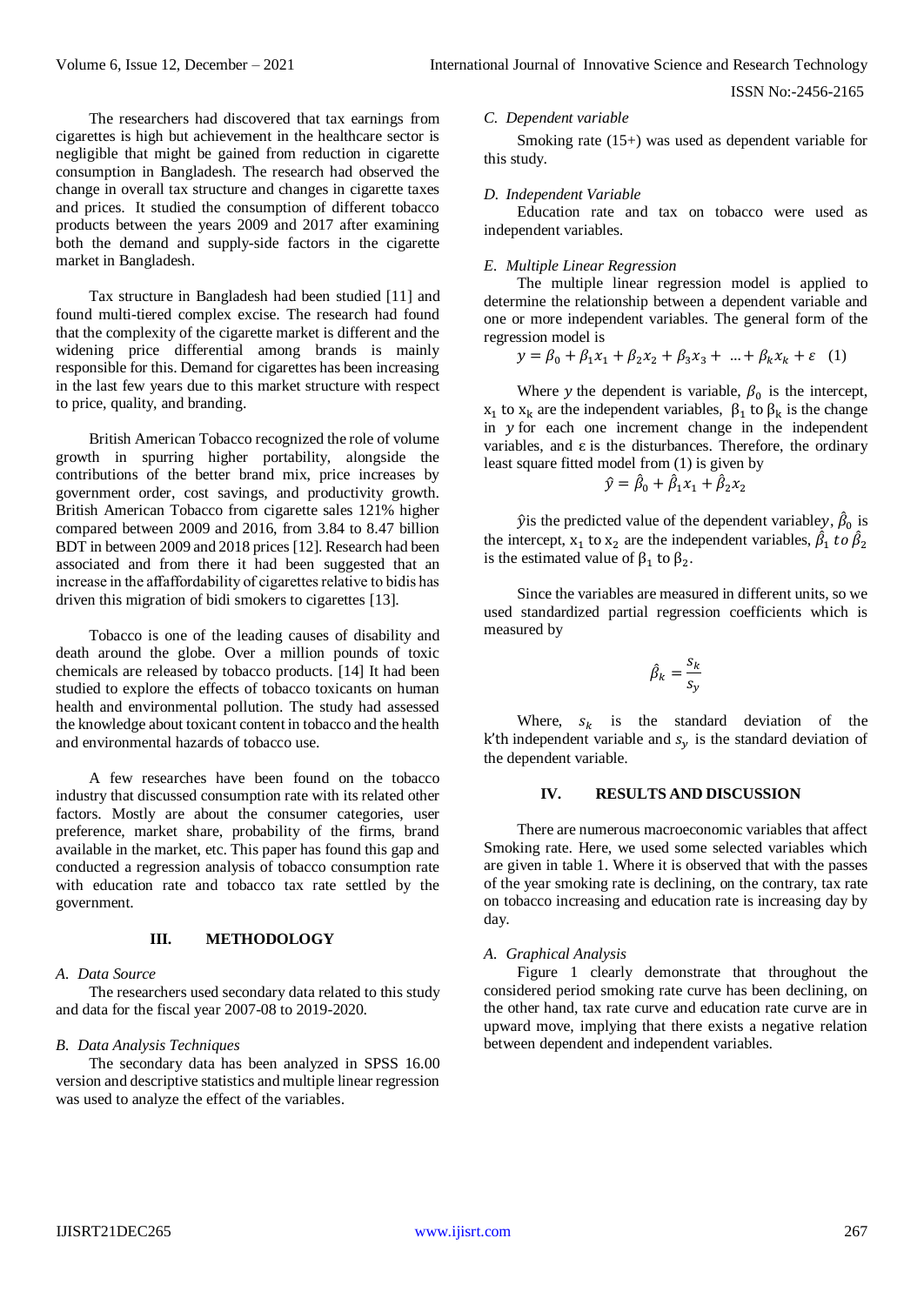The researchers had discovered that tax earnings from cigarettes is high but achievement in the healthcare sector is negligible that might be gained from reduction in cigarette consumption in Bangladesh. The research had observed the change in overall tax structure and changes in cigarette taxes and prices. It studied the consumption of different tobacco products between the years 2009 and 2017 after examining both the demand and supply-side factors in the cigarette market in Bangladesh.

Tax structure in Bangladesh had been studied [11] and found multi-tiered complex excise. The research had found that the complexity of the cigarette market is different and the widening price differential among brands is mainly responsible for this. Demand for cigarettes has been increasing in the last few years due to this market structure with respect to price, quality, and branding.

British American Tobacco recognized the role of volume growth in spurring higher portability, alongside the contributions of the better brand mix, price increases by government order, cost savings, and productivity growth. British American Tobacco from cigarette sales 121% higher compared between 2009 and 2016, from 3.84 to 8.47 billion BDT in between 2009 and 2018 prices [12]. Research had been associated and from there it had been suggested that an increase in the affaffordability of cigarettes relative to bidis has driven this migration of bidi smokers to cigarettes [13].

Tobacco is one of the leading causes of disability and death around the globe. Over a million pounds of toxic chemicals are released by tobacco products. [14] It had been studied to explore the effects of tobacco toxicants on human health and environmental pollution. The study had assessed the knowledge about toxicant content in tobacco and the health and environmental hazards of tobacco use.

A few researches have been found on the tobacco industry that discussed consumption rate with its related other factors. Mostly are about the consumer categories, user preference, market share, probability of the firms, brand available in the market, etc. This paper has found this gap and conducted a regression analysis of tobacco consumption rate with education rate and tobacco tax rate settled by the government.

## III. METHODOLOGY

### *A. Data Source*

The researchers used secondary data related to this study and data for the fiscal year 2007-08 to 2019-2020.

### *B. Data Analysis Techniques*

The secondary data has been analyzed in SPSS 16.00 version and descriptive statistics and multiple linear regression was used to analyze the effect of the variables.

### *C. Dependent variable*

Smoking rate (15+) was used as dependent variable for this study.

### *D. Independent Variable*

Education rate and tax on tobacco were used as independent variables.

### *E. Multiple Linear Regression*

The multiple linear regression model is applied to determine the relationship between a dependent variable and one or more independent variables. The general form of the regression model is

$$y = \beta_0 + \beta_1 x_1 + \beta_2 x_2 + \beta_3 x_3 + \ldots + \beta_k x_k + \varepsilon \quad (1)$$

Where $y$ the dependent is variable, $\beta_0$ is the intercept, $x_1$ to $x_k$ are the independent variables, $\beta_1$ to $\beta_k$ is the change in $y$ for each one increment change in the independent variables, and $\varepsilon$ is the disturbances. Therefore, the ordinary least square fitted model from (1) is given by

$$\hat{y} = \hat{\beta}_0 + \hat{\beta}_1 x_1 + \hat{\beta}_2 x_2$$

$\hat{y}$is the predicted value of the dependent variable$y$, $\hat{\beta}_0$ is the intercept, $x_1$ to $x_2$ are the independent variables, $\hat{\beta}_1$ *to* $\hat{\beta}_2$ is the estimated value of $\beta_1$ to $\beta_2$.

Since the variables are measured in different units, so we used standardized partial regression coefficients which is measured by

$$\hat{\beta}_k = \frac{s_k}{s_y}$$

Where, $s_k$ is the standard deviation of the k'th independent variable and $s_y$ is the standard deviation of the dependent variable.

## IV. RESULTS AND DISCUSSION

There are numerous macroeconomic variables that affect Smoking rate. Here, we used some selected variables which are given in table 1. Where it is observed that with the passes of the year smoking rate is declining, on the contrary, tax rate on tobacco increasing and education rate is increasing day by day.

### *A. Graphical Analysis*

Figure 1 clearly demonstrate that throughout the considered period smoking rate curve has been declining, on the other hand, tax rate curve and education rate curve are in upward move, implying that there exists a negative relation between dependent and independent variables.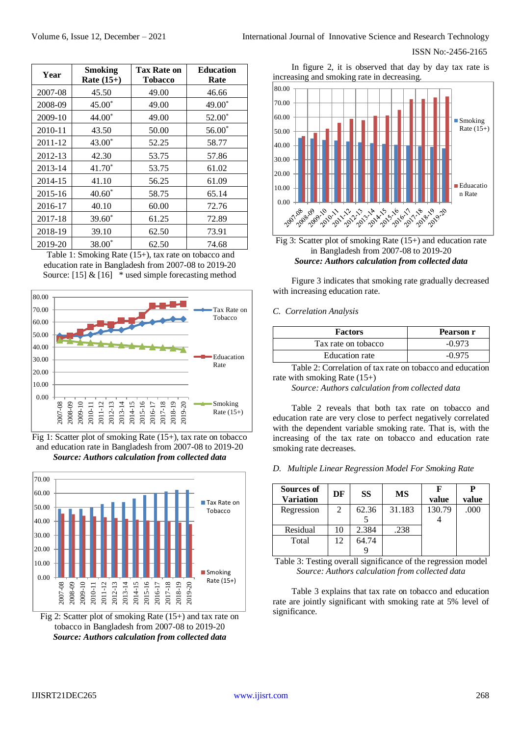| Year | Smoking Rate (15+) | Tax Rate on Tobacco | Education Rate |
|---|---|---|---|
| 2007-08 | 45.50 | 49.00 | 46.66 |
| 2008-09 | 45.00* | 49.00 | 49.00* |
| 2009-10 | 44.00* | 49.00 | 52.00* |
| 2010-11 | 43.50 | 50.00 | 56.00* |
| 2011-12 | 43.00* | 52.25 | 58.77 |
| 2012-13 | 42.30 | 53.75 | 57.86 |
| 2013-14 | 41.70* | 53.75 | 61.02 |
| 2014-15 | 41.10 | 56.25 | 61.09 |
| 2015-16 | 40.60* | 58.75 | 65.14 |
| 2016-17 | 40.10 | 60.00 | 72.76 |
| 2017-18 | 39.60* | 61.25 | 72.89 |
| 2018-19 | 39.10 | 62.50 | 73.91 |
| 2019-20 | 38.00* | 62.50 | 74.68 |

Table 1: Smoking Rate (15+), tax rate on tobacco and education rate in Bangladesh from 2007-08 to 2019-20
Source: [15] & [16] * used simple forecasting method

Fig 1: Scatter plot of smoking Rate (15+), tax rate on tobacco and education rate in Bangladesh from 2007-08 to 2019-20
***Source: Authors calculation from collected data***

Fig 2: Scatter plot of smoking Rate (15+) and tax rate on tobacco in Bangladesh from 2007-08 to 2019-20
***Source: Authors calculation from collected data***

In figure 2, it is observed that day by day tax rate is increasing and smoking rate in decreasing.

Fig 3: Scatter plot of smoking Rate (15+) and education rate in Bangladesh from 2007-08 to 2019-20
***Source: Authors calculation from collected data***

Figure 3 indicates that smoking rate gradually decreased with increasing education rate.

*C. Correlation Analysis*

| Factors | Pearson r |
|---|---|
| Tax rate on tobacco | -0.973 |
| Education rate | -0.975 |

Table 2: Correlation of tax rate on tobacco and education rate with smoking Rate (15+)
*Source: Authors calculation from collected data*

Table 2 reveals that both tax rate on tobacco and education rate are very close to perfect negatively correlated with the dependent variable smoking rate. That is, with the increasing of the tax rate on tobacco and education rate smoking rate decreases.

*D. Multiple Linear Regression Model For Smoking Rate*

| Sources of Variation | DF | SS | MS | F value | P value |
|---|---|---|---|---|---|
| Regression | 2 | 62.365 | 31.183 | 130.794 | .000 |
| Residual | 10 | 2.384 | .238 | | |
| Total | 12 | 64.749 | | | |

Table 3: Testing overall significance of the regression model
*Source: Authors calculation from collected data*

Table 3 explains that tax rate on tobacco and education rate are jointly significant with smoking rate at 5% level of significance.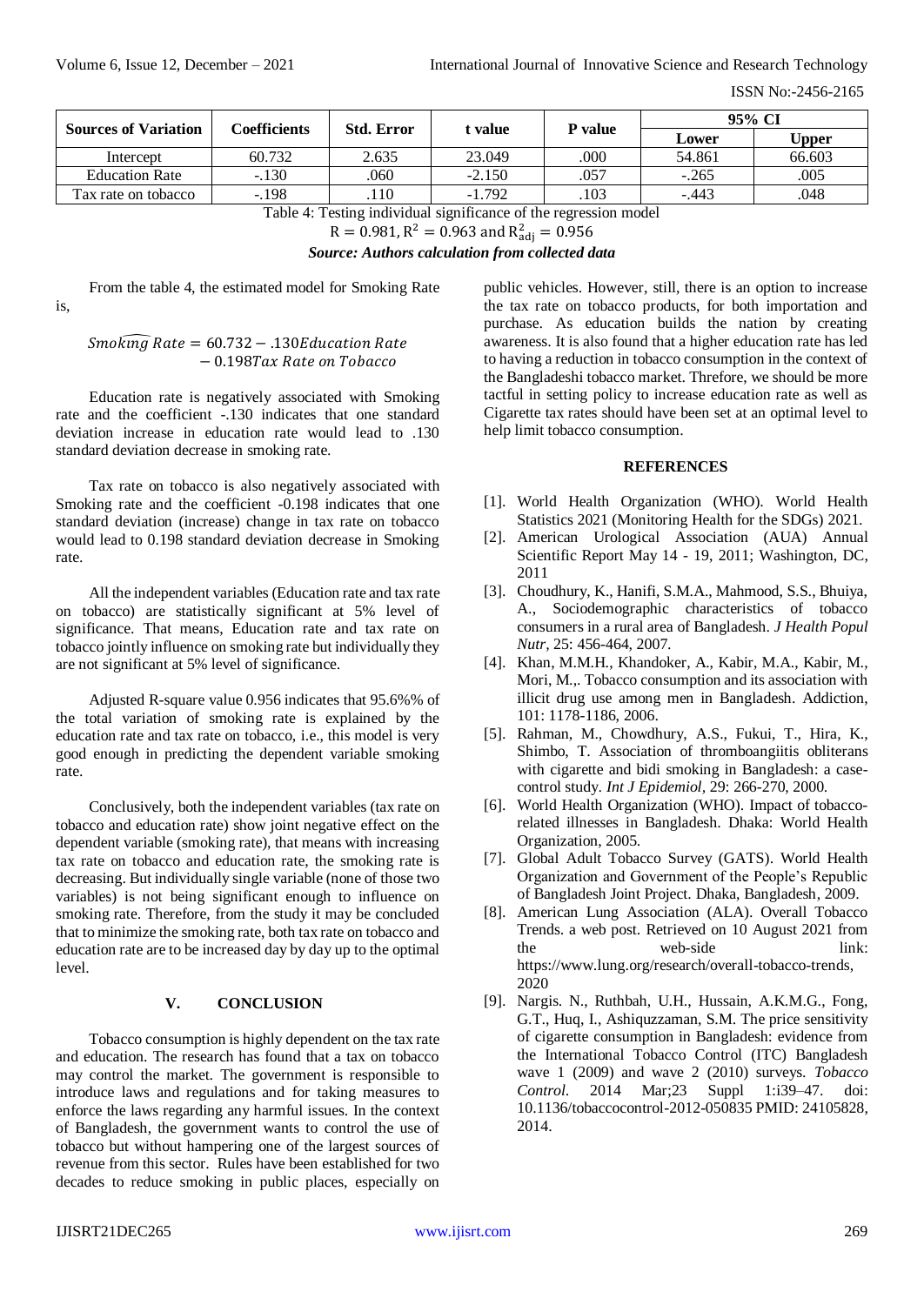| Sources of Variation | Coefficients | Std. Error | t value | P value | 95% CI | |
|---|---|---|---|---|---|---|
| | | | | | Lower | Upper |
| Intercept | 60.732 | 2.635 | 23.049 | .000 | 54.861 | 66.603 |
| Education Rate | -.130 | .060 | -2.150 | .057 | -.265 | .005 |
| Tax rate on tobacco | -.198 | .110 | -1.792 | .103 | -.443 | .048 |

Table 4: Testing individual significance of the regression model

$R = 0.981, R^2 = 0.963$ and $R^2_{adj} = 0.956$

***Source: Authors calculation from collected data***

From the table 4, the estimated model for Smoking Rate is,

$$\widehat{Smoking\ Rate} = 60.732 - .130 Education\ Rate - 0.198 Tax\ Rate\ on\ Tobacco$$

Education rate is negatively associated with Smoking rate and the coefficient -.130 indicates that one standard deviation increase in education rate would lead to .130 standard deviation decrease in smoking rate.

Tax rate on tobacco is also negatively associated with Smoking rate and the coefficient -0.198 indicates that one standard deviation (increase) change in tax rate on tobacco would lead to 0.198 standard deviation decrease in Smoking rate.

All the independent variables (Education rate and tax rate on tobacco) are statistically significant at 5% level of significance. That means, Education rate and tax rate on tobacco jointly influence on smoking rate but individually they are not significant at 5% level of significance.

Adjusted R-square value 0.956 indicates that 95.6%% of the total variation of smoking rate is explained by the education rate and tax rate on tobacco, i.e., this model is very good enough in predicting the dependent variable smoking rate.

Conclusively, both the independent variables (tax rate on tobacco and education rate) show joint negative effect on the dependent variable (smoking rate), that means with increasing tax rate on tobacco and education rate, the smoking rate is decreasing. But individually single variable (none of those two variables) is not being significant enough to influence on smoking rate. Therefore, from the study it may be concluded that to minimize the smoking rate, both tax rate on tobacco and education rate are to be increased day by day up to the optimal level.

## V. CONCLUSION

Tobacco consumption is highly dependent on the tax rate and education. The research has found that a tax on tobacco may control the market. The government is responsible to introduce laws and regulations and for taking measures to enforce the laws regarding any harmful issues. In the context of Bangladesh, the government wants to control the use of tobacco but without hampering one of the largest sources of revenue from this sector. Rules have been established for two decades to reduce smoking in public places, especially on public vehicles. However, still, there is an option to increase the tax rate on tobacco products, for both importation and purchase. As education builds the nation by creating awareness. It is also found that a higher education rate has led to having a reduction in tobacco consumption in the context of the Bangladeshi tobacco market. Threfore, we should be more tactful in setting policy to increase education rate as well as Cigarette tax rates should have been set at an optimal level to help limit tobacco consumption.

## REFERENCES

[1]. World Health Organization (WHO). World Health Statistics 2021 (Monitoring Health for the SDGs) 2021.

[2]. American Urological Association (AUA) Annual Scientific Report May 14 - 19, 2011; Washington, DC, 2011

[3]. Choudhury, K., Hanifi, S.M.A., Mahmood, S.S., Bhuiya, A., Sociodemographic characteristics of tobacco consumers in a rural area of Bangladesh. *J Health Popul Nutr*, 25: 456-464, 2007.

[4]. Khan, M.M.H., Khandoker, A., Kabir, M.A., Kabir, M., Mori, M.,. Tobacco consumption and its association with illicit drug use among men in Bangladesh. Addiction, 101: 1178-1186, 2006.

[5]. Rahman, M., Chowdhury, A.S., Fukui, T., Hira, K., Shimbo, T. Association of thromboangiitis obliterans with cigarette and bidi smoking in Bangladesh: a case-control study. *Int J Epidemiol*, 29: 266-270, 2000.

[6]. World Health Organization (WHO). Impact of tobacco-related illnesses in Bangladesh. Dhaka: World Health Organization, 2005.

[7]. Global Adult Tobacco Survey (GATS). World Health Organization and Government of the People's Republic of Bangladesh Joint Project. Dhaka, Bangladesh, 2009.

[8]. American Lung Association (ALA). Overall Tobacco Trends. a web post. Retrieved on 10 August 2021 from the web-side link: https://www.lung.org/research/overall-tobacco-trends, 2020

[9]. Nargis. N., Ruthbah, U.H., Hussain, A.K.M.G., Fong, G.T., Huq, I., Ashiquzzaman, S.M. The price sensitivity of cigarette consumption in Bangladesh: evidence from the International Tobacco Control (ITC) Bangladesh wave 1 (2009) and wave 2 (2010) surveys. *Tobacco Control*. 2014 Mar;23 Suppl 1:i39–47. doi: 10.1136/tobaccocontrol-2012-050835 PMID: 24105828, 2014.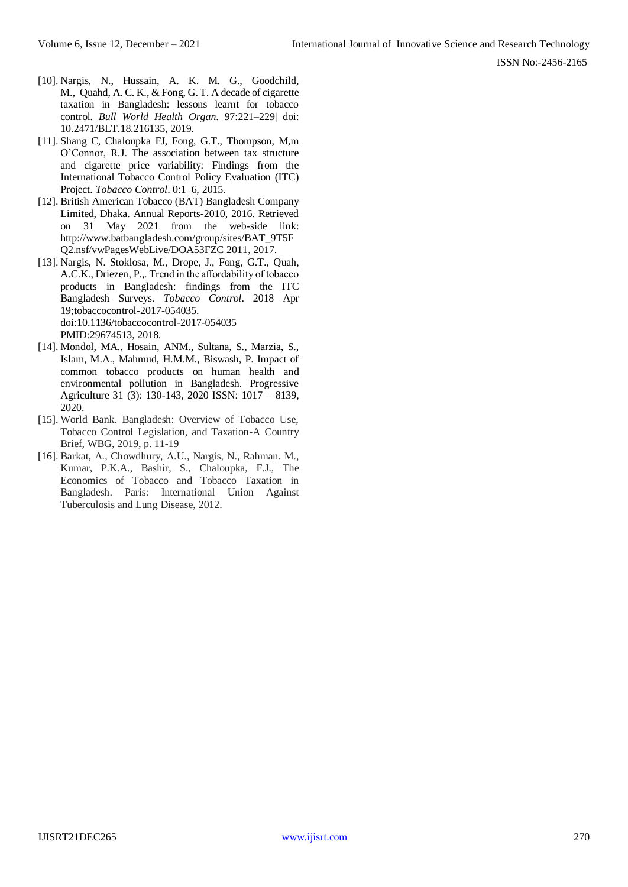[10]. Nargis, N., Hussain, A. K. M. G., Goodchild, M., Quahd, A. C. K., & Fong, G. T. A decade of cigarette taxation in Bangladesh: lessons learnt for tobacco control. *Bull World Health Organ.* 97:221–229| doi: 10.2471/BLT.18.216135, 2019.

[11]. Shang C, Chaloupka FJ, Fong, G.T., Thompson, M,m O'Connor, R.J. The association between tax structure and cigarette price variability: Findings from the International Tobacco Control Policy Evaluation (ITC) Project. *Tobacco Control*. 0:1–6, 2015.

[12]. British American Tobacco (BAT) Bangladesh Company Limited, Dhaka. Annual Reports-2010, 2016. Retrieved on 31 May 2021 from the web-side link: http://www.batbangladesh.com/group/sites/BAT_9T5FQ2.nsf/vwPagesWebLive/DOA53FZC 2011, 2017.

[13]. Nargis, N. Stoklosa, M., Drope, J., Fong, G.T., Quah, A.C.K., Driezen, P.,. Trend in the affordability of tobacco products in Bangladesh: findings from the ITC Bangladesh Surveys. *Tobacco Control*. 2018 Apr 19;tobaccocontrol-2017-054035. doi:10.1136/tobaccocontrol-2017-054035 PMID:29674513, 2018.

[14]. Mondol, MA., Hosain, ANM., Sultana, S., Marzia, S., Islam, M.A., Mahmud, H.M.M., Biswash, P. Impact of common tobacco products on human health and environmental pollution in Bangladesh. Progressive Agriculture 31 (3): 130-143, 2020 ISSN: 1017 – 8139, 2020.

[15]. World Bank. Bangladesh: Overview of Tobacco Use, Tobacco Control Legislation, and Taxation-A Country Brief, WBG, 2019, p. 11-19

[16]. Barkat, A., Chowdhury, A.U., Nargis, N., Rahman. M., Kumar, P.K.A., Bashir, S., Chaloupka, F.J., The Economics of Tobacco and Tobacco Taxation in Bangladesh. Paris: International Union Against Tuberculosis and Lung Disease, 2012.